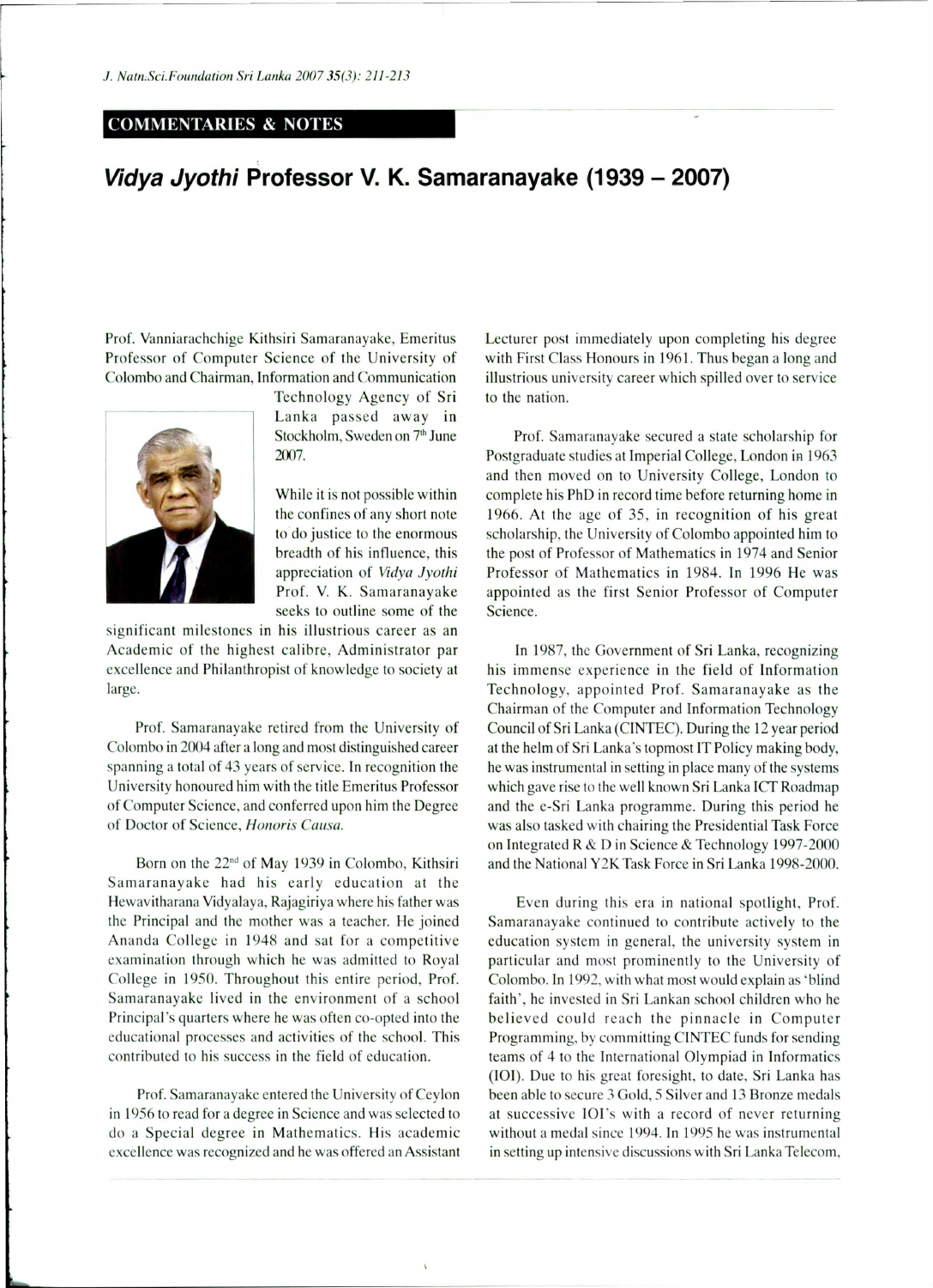COMMENTARIES & NOTES

# *Vidya Jyothi* Professor V. K. Samaranayake (1939 – 2007)

Prof. Vanniarachchige Kithsiri Samaranayake, Emeritus Professor of Computer Science of the University of Colombo and Chairman, Information and Communication Technology Agency of Sri Lanka passed away in Stockholm, Sweden on 7th June 2007.

While it is not possible within the confines of any short note to do justice to the enormous breadth of his influence, this appreciation of *Vidya Jyothi* Prof. V. K. Samaranayake seeks to outline some of the significant milestones in his illustrious career as an Academic of the highest calibre, Administrator par excellence and Philanthropist of knowledge to society at large.

Prof. Samaranayake retired from the University of Colombo in 2004 after a long and most distinguished career spanning a total of 43 years of service. In recognition the University honoured him with the title Emeritus Professor of Computer Science, and conferred upon him the Degree of Doctor of Science, *Honoris Causa.*

Born on the 22nd of May 1939 in Colombo, Kithsiri Samaranayake had his early education at the Hewavitharana Vidyalaya, Rajagiriya where his father was the Principal and the mother was a teacher. He joined Ananda College in 1948 and sat for a competitive examination through which he was admitted to Royal College in 1950. Throughout this entire period, Prof. Samaranayake lived in the environment of a school Principal's quarters where he was often co-opted into the educational processes and activities of the school. This contributed to his success in the field of education.

Prof. Samaranayake entered the University of Ceylon in 1956 to read for a degree in Science and was selected to do a Special degree in Mathematics. His academic excellence was recognized and he was offered an Assistant Lecturer post immediately upon completing his degree with First Class Honours in 1961. Thus began a long and illustrious university career which spilled over to service to the nation.

Prof. Samaranayake secured a state scholarship for Postgraduate studies at Imperial College, London in 1963 and then moved on to University College, London to complete his PhD in record time before returning home in 1966. At the age of 35, in recognition of his great scholarship, the University of Colombo appointed him to the post of Professor of Mathematics in 1974 and Senior Professor of Mathematics in 1984. In 1996 He was appointed as the first Senior Professor of Computer Science.

In 1987, the Government of Sri Lanka, recognizing his immense experience in the field of Information Technology, appointed Prof. Samaranayake as the Chairman of the Computer and Information Technology Council of Sri Lanka (CINTEC). During the 12 year period at the helm of Sri Lanka's topmost IT Policy making body, he was instrumental in setting in place many of the systems which gave rise to the well known Sri Lanka ICT Roadmap and the e-Sri Lanka programme. During this period he was also tasked with chairing the Presidential Task Force on Integrated R & D in Science & Technology 1997-2000 and the National Y2K Task Force in Sri Lanka 1998-2000.

Even during this era in national spotlight, Prof. Samaranayake continued to contribute actively to the education system in general, the university system in particular and most prominently to the University of Colombo. In 1992, with what most would explain as 'blind faith', he invested in Sri Lankan school children who he believed could reach the pinnacle in Computer Programming, by committing CINTEC funds for sending teams of 4 to the International Olympiad in Informatics (IOI). Due to his great foresight, to date, Sri Lanka has been able to secure 3 Gold, 5 Silver and 13 Bronze medals at successive IOI's with a record of never returning without a medal since 1994. In 1995 he was instrumental in setting up intensive discussions with Sri Lanka Telecom,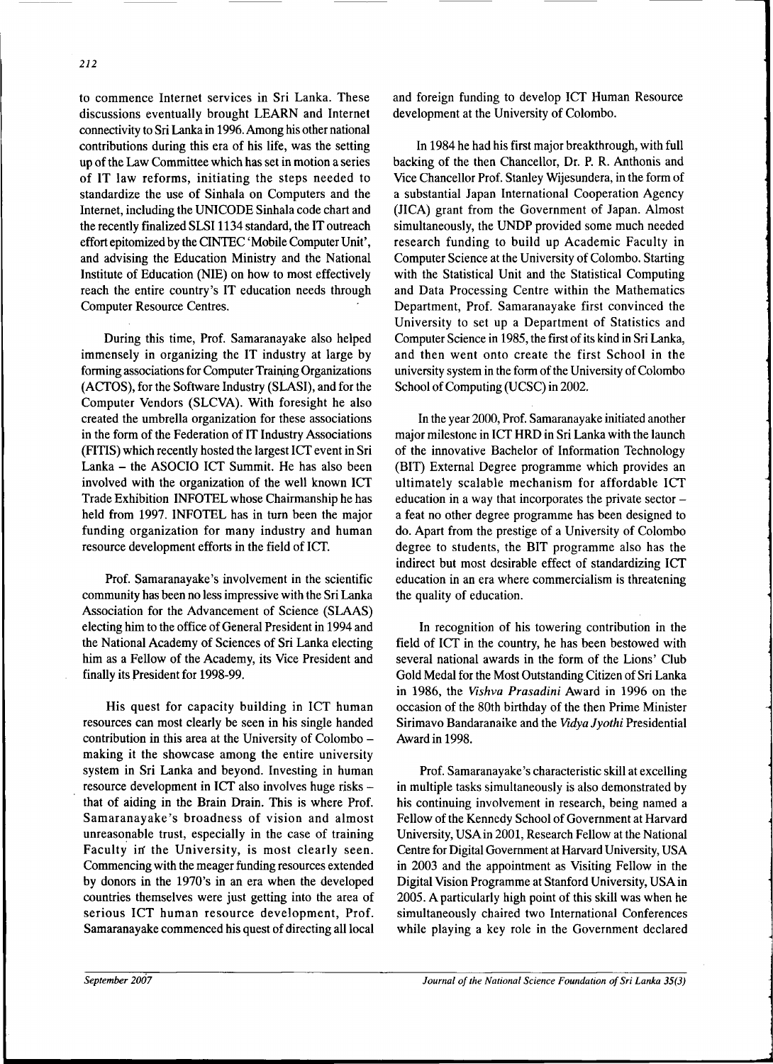to commence Internet services in Sri Lanka. These discussions eventually brought LEARN and Internet connectivity to Sri Lanka in 1996. Among his other national contributions during this era of his life, was the setting up of the Law Committee which has set in motion a series of IT law reforms, initiating the steps needed to standardize the use of Sinhala on Computers and the Internet, including the UNICODE Sinhala code chart and the recently finalized SLSI 1134 standard, the IT outreach effort epitomized by the CINTEC 'Mobile Computer Unit', and advising the Education Ministry and the National Institute of Education (NIE) on how to most effectively reach the entire country's IT education needs through Computer Resource Centres.

During this time, Prof. Samaranayake also helped immensely in organizing the IT industry at large by forming associations for Computer Training Organizations (ACTOS), for the Software Industry (SLASI), and for the Computer Vendors (SLCVA). With foresight he also created the umbrella organization for these associations in the form of the Federation of IT Industry Associations (FITIS) which recently hosted the largest ICT event in Sri Lanka – the ASOCIO ICT Summit. He has also been involved with the organization of the well known ICT Trade Exhibition INFOTEL whose Chairmanship he has held from 1997. INFOTEL has in turn been the major funding organization for many industry and human resource development efforts in the field of ICT.

Prof. Samaranayake's involvement in the scientific community has been no less impressive with the Sri Lanka Association for the Advancement of Science (SLAAS) electing him to the office of General President in 1994 and the National Academy of Sciences of Sri Lanka electing him as a Fellow of the Academy, its Vice President and finally its President for 1998-99.

His quest for capacity building in ICT human resources can most clearly be seen in his single handed contribution in this area at the University of Colombo – making it the showcase among the entire university system in Sri Lanka and beyond. Investing in human resource development in ICT also involves huge risks – that of aiding in the Brain Drain. This is where Prof. Samaranayake's broadness of vision and almost unreasonable trust, especially in the case of training Faculty in the University, is most clearly seen. Commencing with the meager funding resources extended by donors in the 1970's in an era when the developed countries themselves were just getting into the area of serious ICT human resource development, Prof. Samaranayake commenced his quest of directing all local and foreign funding to develop ICT Human Resource development at the University of Colombo.

In 1984 he had his first major breakthrough, with full backing of the then Chancellor, Dr. P. R. Anthonis and Vice Chancellor Prof. Stanley Wijesundera, in the form of a substantial Japan International Cooperation Agency (JICA) grant from the Government of Japan. Almost simultaneously, the UNDP provided some much needed research funding to build up Academic Faculty in Computer Science at the University of Colombo. Starting with the Statistical Unit and the Statistical Computing and Data Processing Centre within the Mathematics Department, Prof. Samaranayake first convinced the University to set up a Department of Statistics and Computer Science in 1985, the first of its kind in Sri Lanka, and then went onto create the first School in the university system in the form of the University of Colombo School of Computing (UCSC) in 2002.

In the year 2000, Prof. Samaranayake initiated another major milestone in ICT HRD in Sri Lanka with the launch of the innovative Bachelor of Information Technology (BIT) External Degree programme which provides an ultimately scalable mechanism for affordable ICT education in a way that incorporates the private sector – a feat no other degree programme has been designed to do. Apart from the prestige of a University of Colombo degree to students, the BIT programme also has the indirect but most desirable effect of standardizing ICT education in an era where commercialism is threatening the quality of education.

In recognition of his towering contribution in the field of ICT in the country, he has been bestowed with several national awards in the form of the Lions' Club Gold Medal for the Most Outstanding Citizen of Sri Lanka in 1986, the *Vishva Prasadini* Award in 1996 on the occasion of the 80th birthday of the then Prime Minister Sirimavo Bandaranaike and the *Vidya Jyothi* Presidential Award in 1998.

Prof. Samaranayake's characteristic skill at excelling in multiple tasks simultaneously is also demonstrated by his continuing involvement in research, being named a Fellow of the Kennedy School of Government at Harvard University, USA in 2001, Research Fellow at the National Centre for Digital Government at Harvard University, USA in 2003 and the appointment as Visiting Fellow in the Digital Vision Programme at Stanford University, USA in 2005. A particularly high point of this skill was when he simultaneously chaired two International Conferences while playing a key role in the Government declared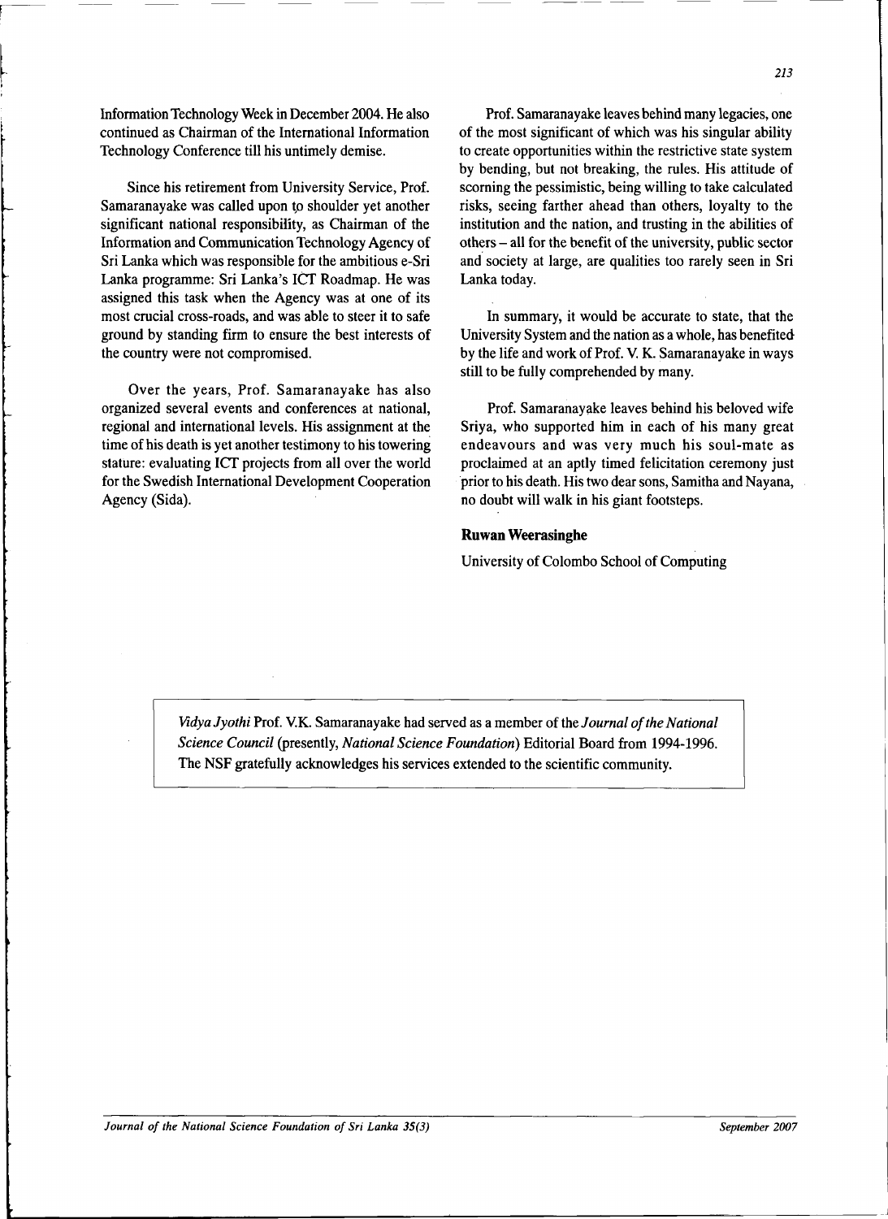Information Technology Week in December 2004. He also continued as Chairman of the International Information Technology Conference till his untimely demise.

Since his retirement from University Service, Prof. Samaranayake was called upon to shoulder yet another significant national responsibility, as Chairman of the Information and Communication Technology Agency of Sri Lanka which was responsible for the ambitious e-Sri Lanka programme: Sri Lanka's ICT Roadmap. He was assigned this task when the Agency was at one of its most crucial cross-roads, and was able to steer it to safe ground by standing firm to ensure the best interests of the country were not compromised.

Over the years, Prof. Samaranayake has also organized several events and conferences at national, regional and international levels. His assignment at the time of his death is yet another testimony to his towering stature: evaluating ICT projects from all over the world for the Swedish International Development Cooperation Agency (Sida).

Prof. Samaranayake leaves behind many legacies, one of the most significant of which was his singular ability to create opportunities within the restrictive state system by bending, but not breaking, the rules. His attitude of scorning the pessimistic, being willing to take calculated risks, seeing farther ahead than others, loyalty to the institution and the nation, and trusting in the abilities of others – all for the benefit of the university, public sector and society at large, are qualities too rarely seen in Sri Lanka today.

In summary, it would be accurate to state, that the University System and the nation as a whole, has benefited by the life and work of Prof. V. K. Samaranayake in ways still to be fully comprehended by many.

Prof. Samaranayake leaves behind his beloved wife Sriya, who supported him in each of his many great endeavours and was very much his soul-mate as proclaimed at an aptly timed felicitation ceremony just prior to his death. His two dear sons, Samitha and Nayana, no doubt will walk in his giant footsteps.

**Ruwan Weerasinghe**

University of Colombo School of Computing

*Vidya Jyothi* Prof. V.K. Samaranayake had served as a member of the *Journal of the National Science Council* (presently, *National Science Foundation*) Editorial Board from 1994-1996. The NSF gratefully acknowledges his services extended to the scientific community.